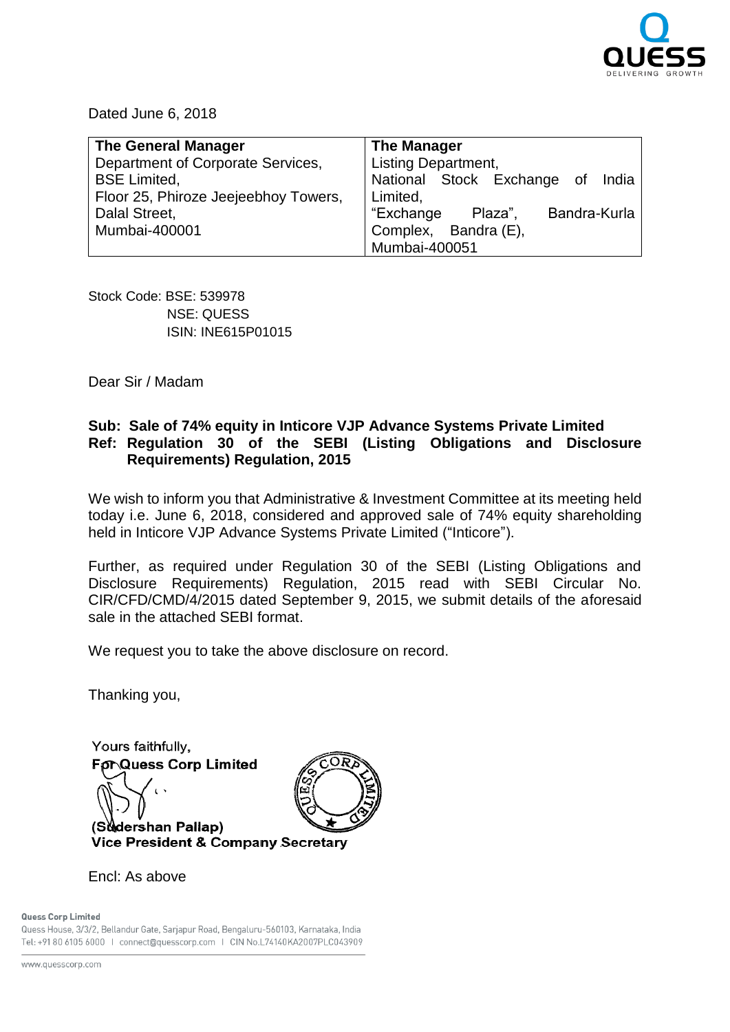Dated June 6, 2018

| The General Manager | The Manager |
|---|---|
| Department of Corporate Services, BSE Limited, Floor 25, Phiroze Jeejeebhoy Towers, Dalal Street, Mumbai-400001 | Listing Department, National Stock Exchange of India Limited, "Exchange Plaza", Bandra-Kurla Complex, Bandra (E), Mumbai-400051 |

Stock Code: BSE: 539978
NSE: QUESS
ISIN: INE615P01015

Dear Sir / Madam

**Sub: Sale of 74% equity in Inticore VJP Advance Systems Private Limited**
**Ref: Regulation 30 of the SEBI (Listing Obligations and Disclosure Requirements) Regulation, 2015**

We wish to inform you that Administrative & Investment Committee at its meeting held today i.e. June 6, 2018, considered and approved sale of 74% equity shareholding held in Inticore VJP Advance Systems Private Limited ("Inticore").

Further, as required under Regulation 30 of the SEBI (Listing Obligations and Disclosure Requirements) Regulation, 2015 read with SEBI Circular No. CIR/CFD/CMD/4/2015 dated September 9, 2015, we submit details of the aforesaid sale in the attached SEBI format.

We request you to take the above disclosure on record.

Thanking you,

Yours faithfully,
**For Quess Corp Limited**

**(Sudershan Pallap)**
**Vice President & Company Secretary**

Encl: As above

**Quess Corp Limited**
Quess House, 3/3/2, Bellandur Gate, Sarjapur Road, Bengaluru-560103, Karnataka, India
Tel: +91 80 6105 6000 | connect@quesscorp.com | CIN No.L74140KA2007PLC043909

www.quesscorp.com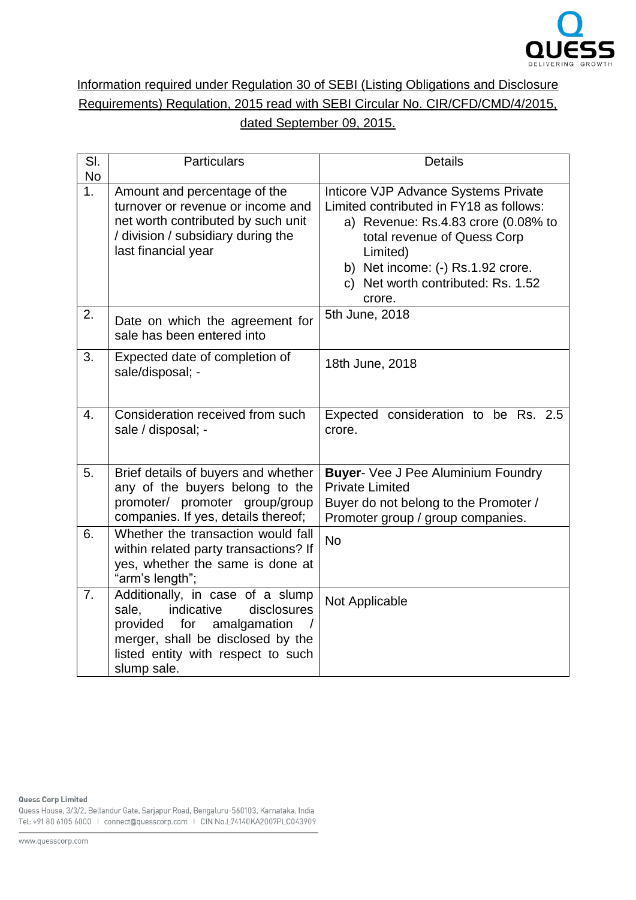Information required under Regulation 30 of SEBI (Listing Obligations and Disclosure Requirements) Regulation, 2015 read with SEBI Circular No. CIR/CFD/CMD/4/2015, dated September 09, 2015.

| Sl. No | Particulars | Details |
|---|---|---|
| 1. | Amount and percentage of the turnover or revenue or income and net worth contributed by such unit / division / subsidiary during the last financial year | Inticore VJP Advance Systems Private Limited contributed in FY18 as follows: a) Revenue: Rs.4.83 crore (0.08% to total revenue of Quess Corp Limited) b) Net income: (-) Rs.1.92 crore. c) Net worth contributed: Rs. 1.52 crore. |
| 2. | Date on which the agreement for sale has been entered into | 5th June, 2018 |
| 3. | Expected date of completion of sale/disposal; - | 18th June, 2018 |
| 4. | Consideration received from such sale / disposal; - | Expected consideration to be Rs. 2.5 crore. |
| 5. | Brief details of buyers and whether any of the buyers belong to the promoter/ promoter group/group companies. If yes, details thereof; | **Buyer**- Vee J Pee Aluminium Foundry Private Limited Buyer do not belong to the Promoter / Promoter group / group companies. |
| 6. | Whether the transaction would fall within related party transactions? If yes, whether the same is done at "arm's length"; | No |
| 7. | Additionally, in case of a slump sale, indicative disclosures provided for amalgamation / merger, shall be disclosed by the listed entity with respect to such slump sale. | Not Applicable |